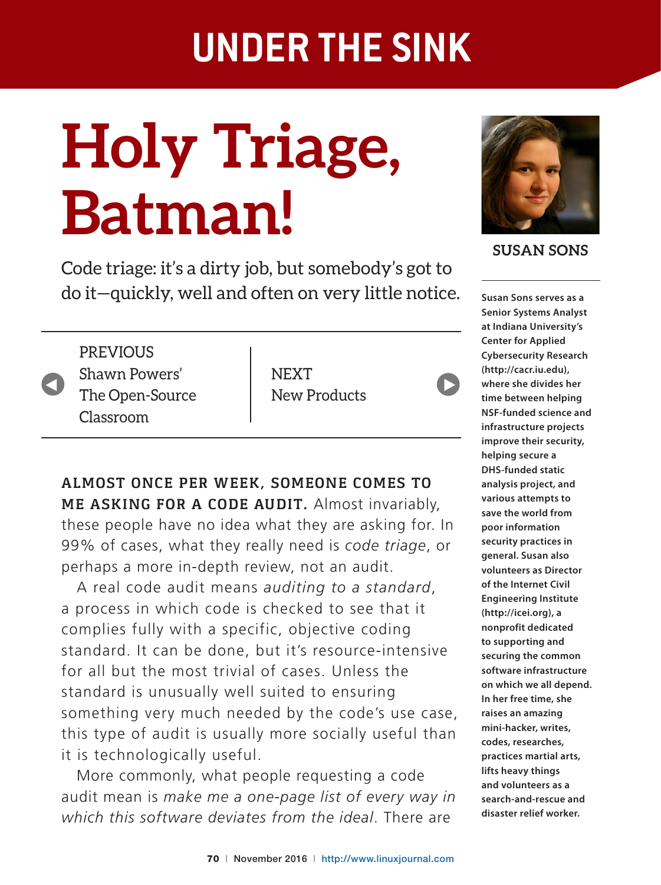# UNDER THE SINK

# Holy Triage, Batman!

Code triage: it's a dirty job, but somebody's got to do it—quickly, well and often on very little notice.

PREVIOUS
Shawn Powers' The Open-Source Classroom

NEXT
New Products

**SUSAN SONS**

**Susan Sons serves as a Senior Systems Analyst at Indiana University's Center for Applied Cybersecurity Research (http://cacr.iu.edu), where she divides her time between helping NSF-funded science and infrastructure projects improve their security, helping secure a DHS-funded static analysis project, and various attempts to save the world from poor information security practices in general. Susan also volunteers as Director of the Internet Civil Engineering Institute (http://icei.org), a nonprofit dedicated to supporting and securing the common software infrastructure on which we all depend. In her free time, she raises an amazing mini-hacker, writes, codes, researches, practices martial arts, lifts heavy things and volunteers as a search-and-rescue and disaster relief worker.**

**ALMOST ONCE PER WEEK, SOMEONE COMES TO ME ASKING FOR A CODE AUDIT.** Almost invariably, these people have no idea what they are asking for. In 99% of cases, what they really need is *code triage*, or perhaps a more in-depth review, not an audit.

A real code audit means *auditing to a standard*, a process in which code is checked to see that it complies fully with a specific, objective coding standard. It can be done, but it's resource-intensive for all but the most trivial of cases. Unless the standard is unusually well suited to ensuring something very much needed by the code's use case, this type of audit is usually more socially useful than it is technologically useful.

More commonly, what people requesting a code audit mean is *make me a one-page list of every way in which this software deviates from the ideal*. There are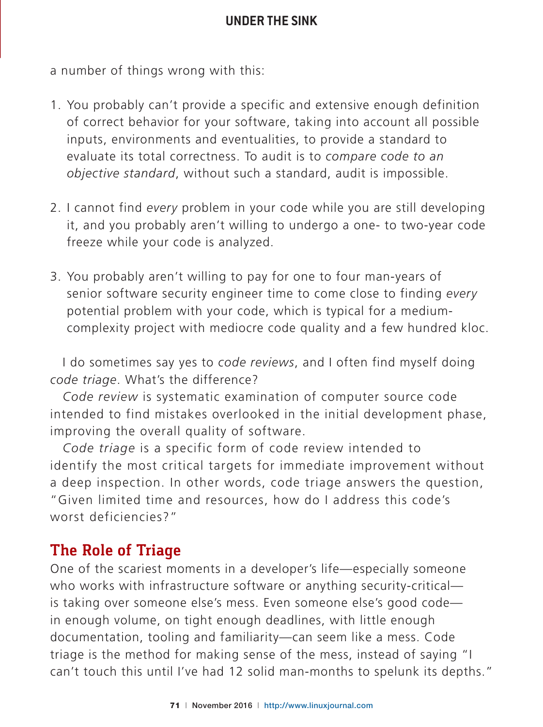a number of things wrong with this:

1. You probably can't provide a specific and extensive enough definition of correct behavior for your software, taking into account all possible inputs, environments and eventualities, to provide a standard to evaluate its total correctness. To audit is to *compare code to an objective standard*, without such a standard, audit is impossible.

2. I cannot find *every* problem in your code while you are still developing it, and you probably aren't willing to undergo a one- to two-year code freeze while your code is analyzed.

3. You probably aren't willing to pay for one to four man-years of senior software security engineer time to come close to finding *every* potential problem with your code, which is typical for a medium-complexity project with mediocre code quality and a few hundred kloc.

I do sometimes say yes to *code reviews*, and I often find myself doing *code triage*. What's the difference?

*Code review* is systematic examination of computer source code intended to find mistakes overlooked in the initial development phase, improving the overall quality of software.

*Code triage* is a specific form of code review intended to identify the most critical targets for immediate improvement without a deep inspection. In other words, code triage answers the question, "Given limited time and resources, how do I address this code's worst deficiencies?"

## The Role of Triage

One of the scariest moments in a developer's life—especially someone who works with infrastructure software or anything security-critical—is taking over someone else's mess. Even someone else's good code—in enough volume, on tight enough deadlines, with little enough documentation, tooling and familiarity—can seem like a mess. Code triage is the method for making sense of the mess, instead of saying "I can't touch this until I've had 12 solid man-months to spelunk its depths."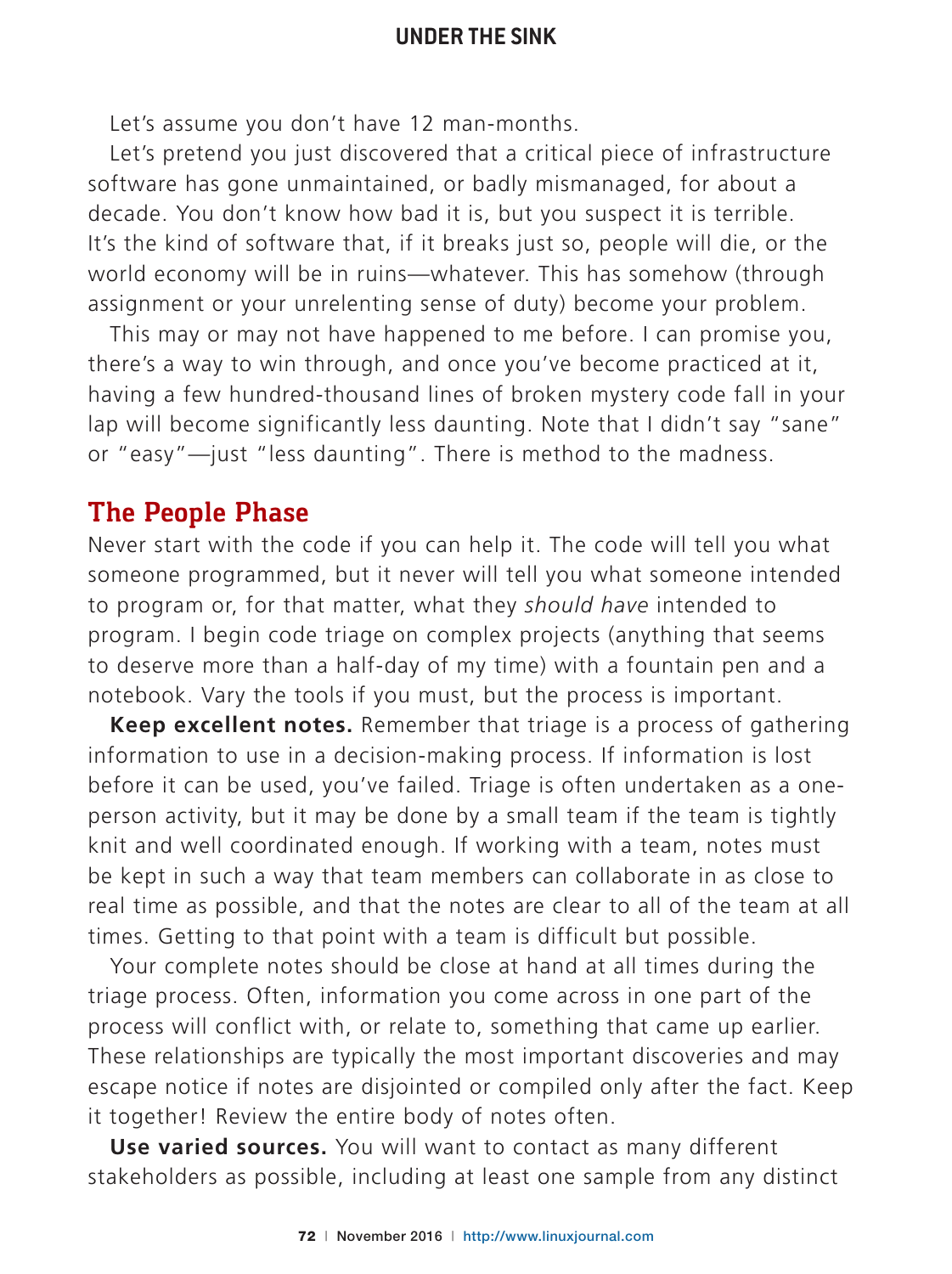Let's assume you don't have 12 man-months.

Let's pretend you just discovered that a critical piece of infrastructure software has gone unmaintained, or badly mismanaged, for about a decade. You don't know how bad it is, but you suspect it is terrible. It's the kind of software that, if it breaks just so, people will die, or the world economy will be in ruins—whatever. This has somehow (through assignment or your unrelenting sense of duty) become your problem.

This may or may not have happened to me before. I can promise you, there's a way to win through, and once you've become practiced at it, having a few hundred-thousand lines of broken mystery code fall in your lap will become significantly less daunting. Note that I didn't say "sane" or "easy"—just "less daunting". There is method to the madness.

## The People Phase

Never start with the code if you can help it. The code will tell you what someone programmed, but it never will tell you what someone intended to program or, for that matter, what they *should have* intended to program. I begin code triage on complex projects (anything that seems to deserve more than a half-day of my time) with a fountain pen and a notebook. Vary the tools if you must, but the process is important.

**Keep excellent notes.** Remember that triage is a process of gathering information to use in a decision-making process. If information is lost before it can be used, you've failed. Triage is often undertaken as a one-person activity, but it may be done by a small team if the team is tightly knit and well coordinated enough. If working with a team, notes must be kept in such a way that team members can collaborate in as close to real time as possible, and that the notes are clear to all of the team at all times. Getting to that point with a team is difficult but possible.

Your complete notes should be close at hand at all times during the triage process. Often, information you come across in one part of the process will conflict with, or relate to, something that came up earlier. These relationships are typically the most important discoveries and may escape notice if notes are disjointed or compiled only after the fact. Keep it together! Review the entire body of notes often.

**Use varied sources.** You will want to contact as many different stakeholders as possible, including at least one sample from any distinct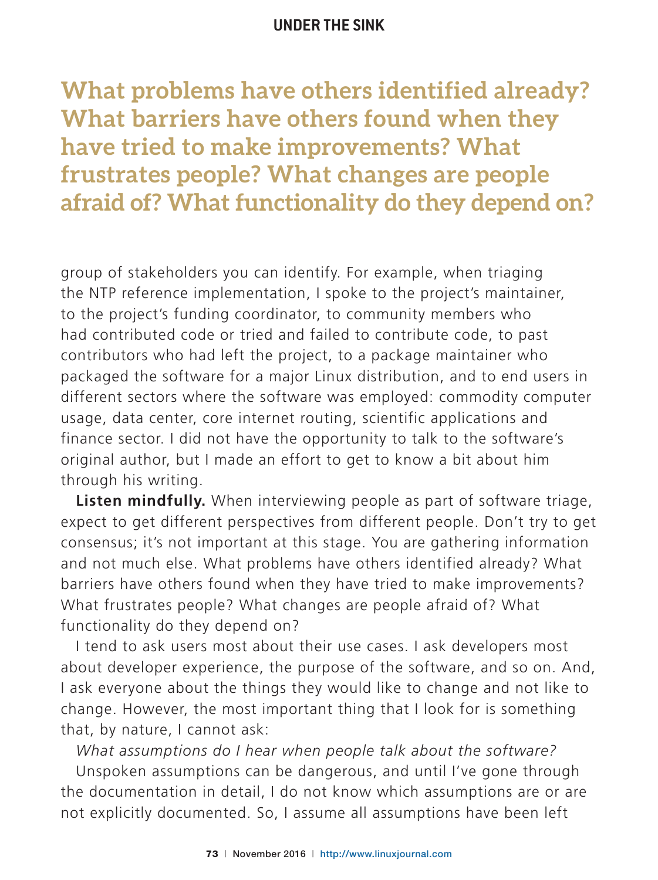**What problems have others identified already? What barriers have others found when they have tried to make improvements? What frustrates people? What changes are people afraid of? What functionality do they depend on?**

group of stakeholders you can identify. For example, when triaging the NTP reference implementation, I spoke to the project's maintainer, to the project's funding coordinator, to community members who had contributed code or tried and failed to contribute code, to past contributors who had left the project, to a package maintainer who packaged the software for a major Linux distribution, and to end users in different sectors where the software was employed: commodity computer usage, data center, core internet routing, scientific applications and finance sector. I did not have the opportunity to talk to the software's original author, but I made an effort to get to know a bit about him through his writing.

**Listen mindfully.** When interviewing people as part of software triage, expect to get different perspectives from different people. Don't try to get consensus; it's not important at this stage. You are gathering information and not much else. What problems have others identified already? What barriers have others found when they have tried to make improvements? What frustrates people? What changes are people afraid of? What functionality do they depend on?

I tend to ask users most about their use cases. I ask developers most about developer experience, the purpose of the software, and so on. And, I ask everyone about the things they would like to change and not like to change. However, the most important thing that I look for is something that, by nature, I cannot ask:

*What assumptions do I hear when people talk about the software?*

Unspoken assumptions can be dangerous, and until I've gone through the documentation in detail, I do not know which assumptions are or are not explicitly documented. So, I assume all assumptions have been left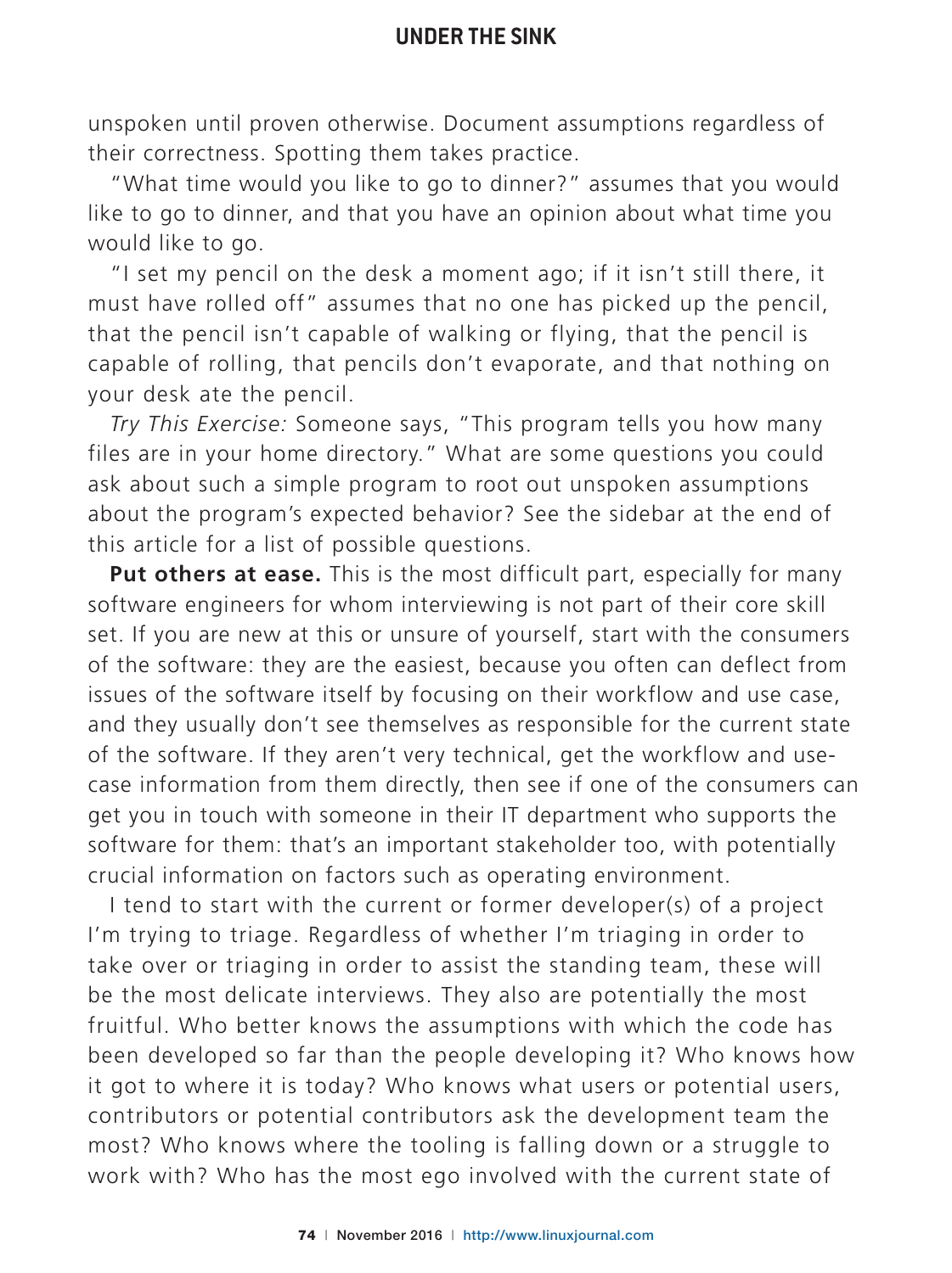unspoken until proven otherwise. Document assumptions regardless of their correctness. Spotting them takes practice.

"What time would you like to go to dinner?" assumes that you would like to go to dinner, and that you have an opinion about what time you would like to go.

"I set my pencil on the desk a moment ago; if it isn't still there, it must have rolled off" assumes that no one has picked up the pencil, that the pencil isn't capable of walking or flying, that the pencil is capable of rolling, that pencils don't evaporate, and that nothing on your desk ate the pencil.

*Try This Exercise:* Someone says, "This program tells you how many files are in your home directory." What are some questions you could ask about such a simple program to root out unspoken assumptions about the program's expected behavior? See the sidebar at the end of this article for a list of possible questions.

**Put others at ease.** This is the most difficult part, especially for many software engineers for whom interviewing is not part of their core skill set. If you are new at this or unsure of yourself, start with the consumers of the software: they are the easiest, because you often can deflect from issues of the software itself by focusing on their workflow and use case, and they usually don't see themselves as responsible for the current state of the software. If they aren't very technical, get the workflow and use-case information from them directly, then see if one of the consumers can get you in touch with someone in their IT department who supports the software for them: that's an important stakeholder too, with potentially crucial information on factors such as operating environment.

I tend to start with the current or former developer(s) of a project I'm trying to triage. Regardless of whether I'm triaging in order to take over or triaging in order to assist the standing team, these will be the most delicate interviews. They also are potentially the most fruitful. Who better knows the assumptions with which the code has been developed so far than the people developing it? Who knows how it got to where it is today? Who knows what users or potential users, contributors or potential contributors ask the development team the most? Who knows where the tooling is falling down or a struggle to work with? Who has the most ego involved with the current state of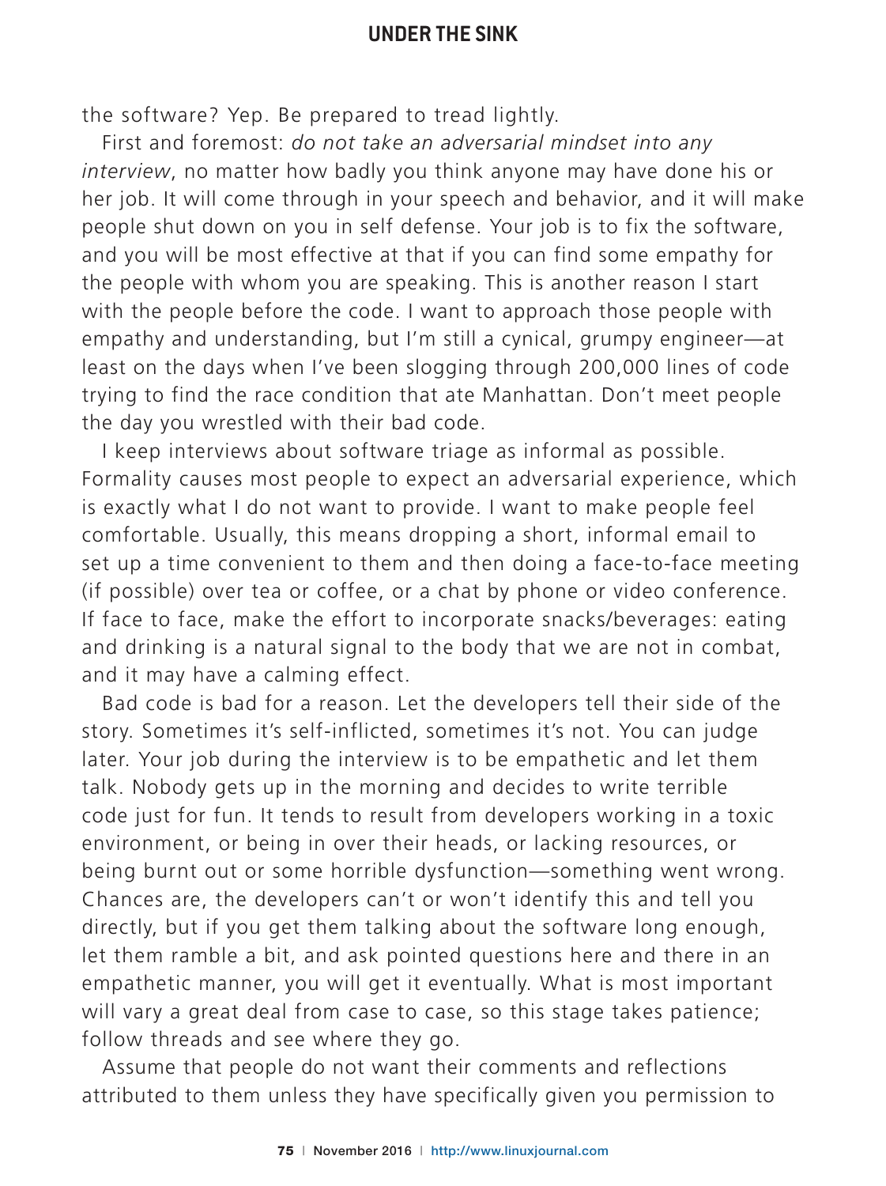the software? Yep. Be prepared to tread lightly.

First and foremost: *do not take an adversarial mindset into any interview*, no matter how badly you think anyone may have done his or her job. It will come through in your speech and behavior, and it will make people shut down on you in self defense. Your job is to fix the software, and you will be most effective at that if you can find some empathy for the people with whom you are speaking. This is another reason I start with the people before the code. I want to approach those people with empathy and understanding, but I'm still a cynical, grumpy engineer—at least on the days when I've been slogging through 200,000 lines of code trying to find the race condition that ate Manhattan. Don't meet people the day you wrestled with their bad code.

I keep interviews about software triage as informal as possible. Formality causes most people to expect an adversarial experience, which is exactly what I do not want to provide. I want to make people feel comfortable. Usually, this means dropping a short, informal email to set up a time convenient to them and then doing a face-to-face meeting (if possible) over tea or coffee, or a chat by phone or video conference. If face to face, make the effort to incorporate snacks/beverages: eating and drinking is a natural signal to the body that we are not in combat, and it may have a calming effect.

Bad code is bad for a reason. Let the developers tell their side of the story. Sometimes it's self-inflicted, sometimes it's not. You can judge later. Your job during the interview is to be empathetic and let them talk. Nobody gets up in the morning and decides to write terrible code just for fun. It tends to result from developers working in a toxic environment, or being in over their heads, or lacking resources, or being burnt out or some horrible dysfunction—something went wrong. Chances are, the developers can't or won't identify this and tell you directly, but if you get them talking about the software long enough, let them ramble a bit, and ask pointed questions here and there in an empathetic manner, you will get it eventually. What is most important will vary a great deal from case to case, so this stage takes patience; follow threads and see where they go.

Assume that people do not want their comments and reflections attributed to them unless they have specifically given you permission to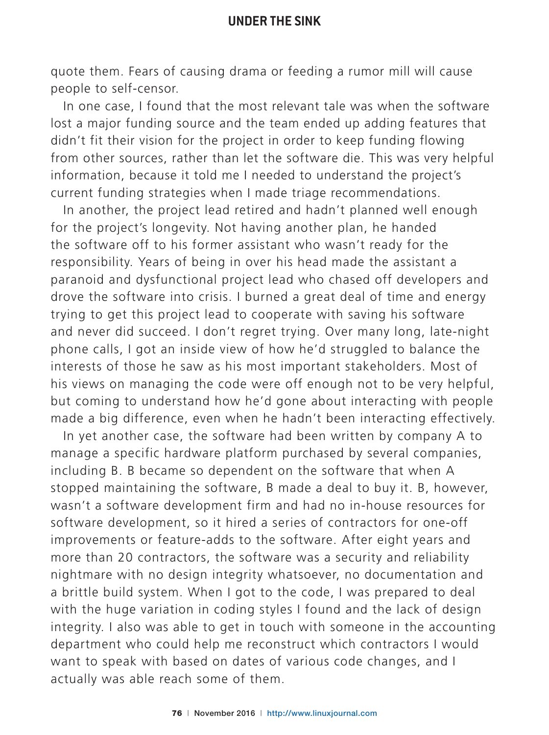quote them. Fears of causing drama or feeding a rumor mill will cause people to self-censor.

In one case, I found that the most relevant tale was when the software lost a major funding source and the team ended up adding features that didn't fit their vision for the project in order to keep funding flowing from other sources, rather than let the software die. This was very helpful information, because it told me I needed to understand the project's current funding strategies when I made triage recommendations.

In another, the project lead retired and hadn't planned well enough for the project's longevity. Not having another plan, he handed the software off to his former assistant who wasn't ready for the responsibility. Years of being in over his head made the assistant a paranoid and dysfunctional project lead who chased off developers and drove the software into crisis. I burned a great deal of time and energy trying to get this project lead to cooperate with saving his software and never did succeed. I don't regret trying. Over many long, late-night phone calls, I got an inside view of how he'd struggled to balance the interests of those he saw as his most important stakeholders. Most of his views on managing the code were off enough not to be very helpful, but coming to understand how he'd gone about interacting with people made a big difference, even when he hadn't been interacting effectively.

In yet another case, the software had been written by company A to manage a specific hardware platform purchased by several companies, including B. B became so dependent on the software that when A stopped maintaining the software, B made a deal to buy it. B, however, wasn't a software development firm and had no in-house resources for software development, so it hired a series of contractors for one-off improvements or feature-adds to the software. After eight years and more than 20 contractors, the software was a security and reliability nightmare with no design integrity whatsoever, no documentation and a brittle build system. When I got to the code, I was prepared to deal with the huge variation in coding styles I found and the lack of design integrity. I also was able to get in touch with someone in the accounting department who could help me reconstruct which contractors I would want to speak with based on dates of various code changes, and I actually was able reach some of them.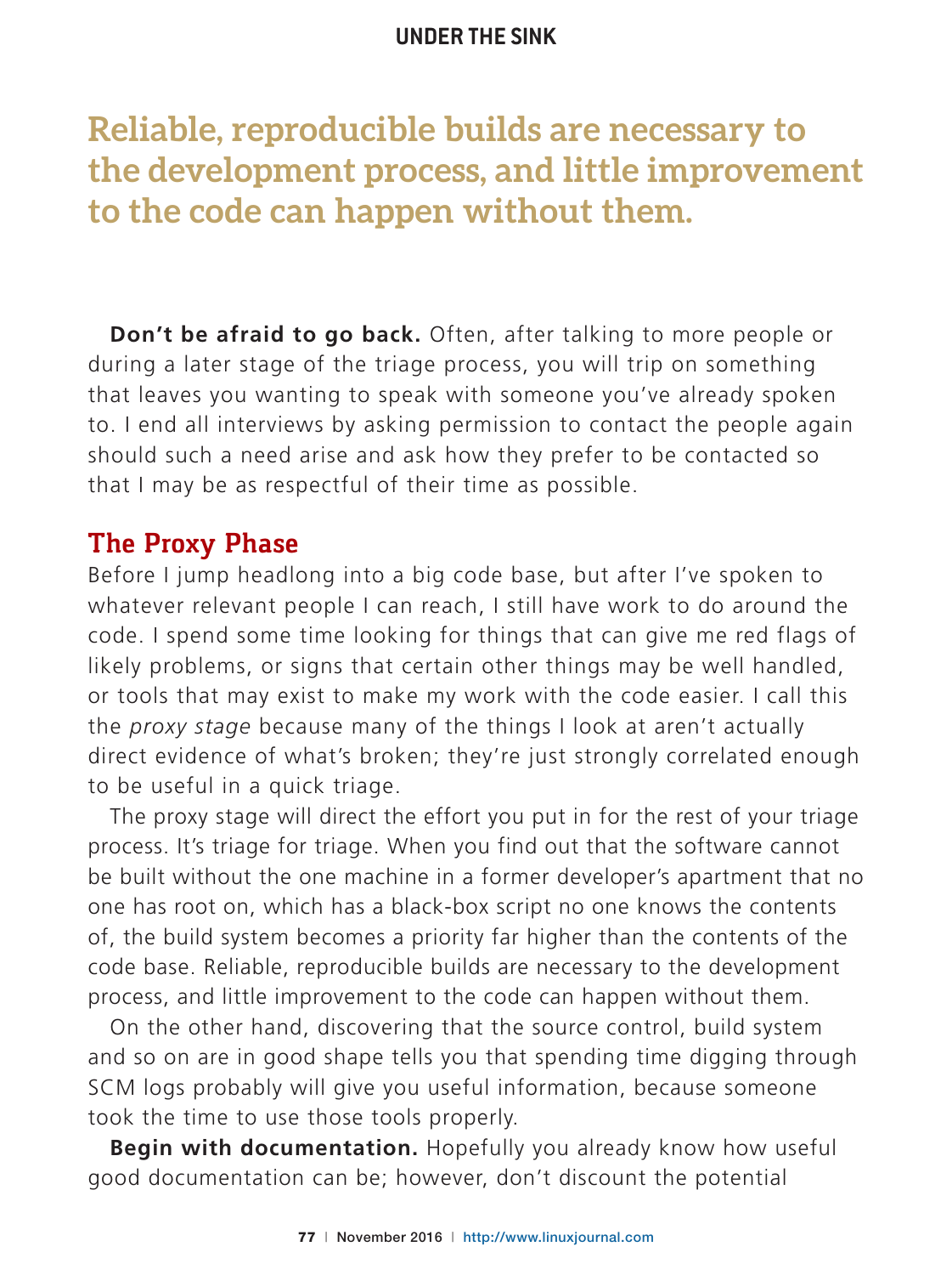> **Reliable, reproducible builds are necessary to the development process, and little improvement to the code can happen without them.**

**Don't be afraid to go back.** Often, after talking to more people or during a later stage of the triage process, you will trip on something that leaves you wanting to speak with someone you've already spoken to. I end all interviews by asking permission to contact the people again should such a need arise and ask how they prefer to be contacted so that I may be as respectful of their time as possible.

## The Proxy Phase

Before I jump headlong into a big code base, but after I've spoken to whatever relevant people I can reach, I still have work to do around the code. I spend some time looking for things that can give me red flags of likely problems, or signs that certain other things may be well handled, or tools that may exist to make my work with the code easier. I call this the *proxy stage* because many of the things I look at aren't actually direct evidence of what's broken; they're just strongly correlated enough to be useful in a quick triage.

The proxy stage will direct the effort you put in for the rest of your triage process. It's triage for triage. When you find out that the software cannot be built without the one machine in a former developer's apartment that no one has root on, which has a black-box script no one knows the contents of, the build system becomes a priority far higher than the contents of the code base. Reliable, reproducible builds are necessary to the development process, and little improvement to the code can happen without them.

On the other hand, discovering that the source control, build system and so on are in good shape tells you that spending time digging through SCM logs probably will give you useful information, because someone took the time to use those tools properly.

**Begin with documentation.** Hopefully you already know how useful good documentation can be; however, don't discount the potential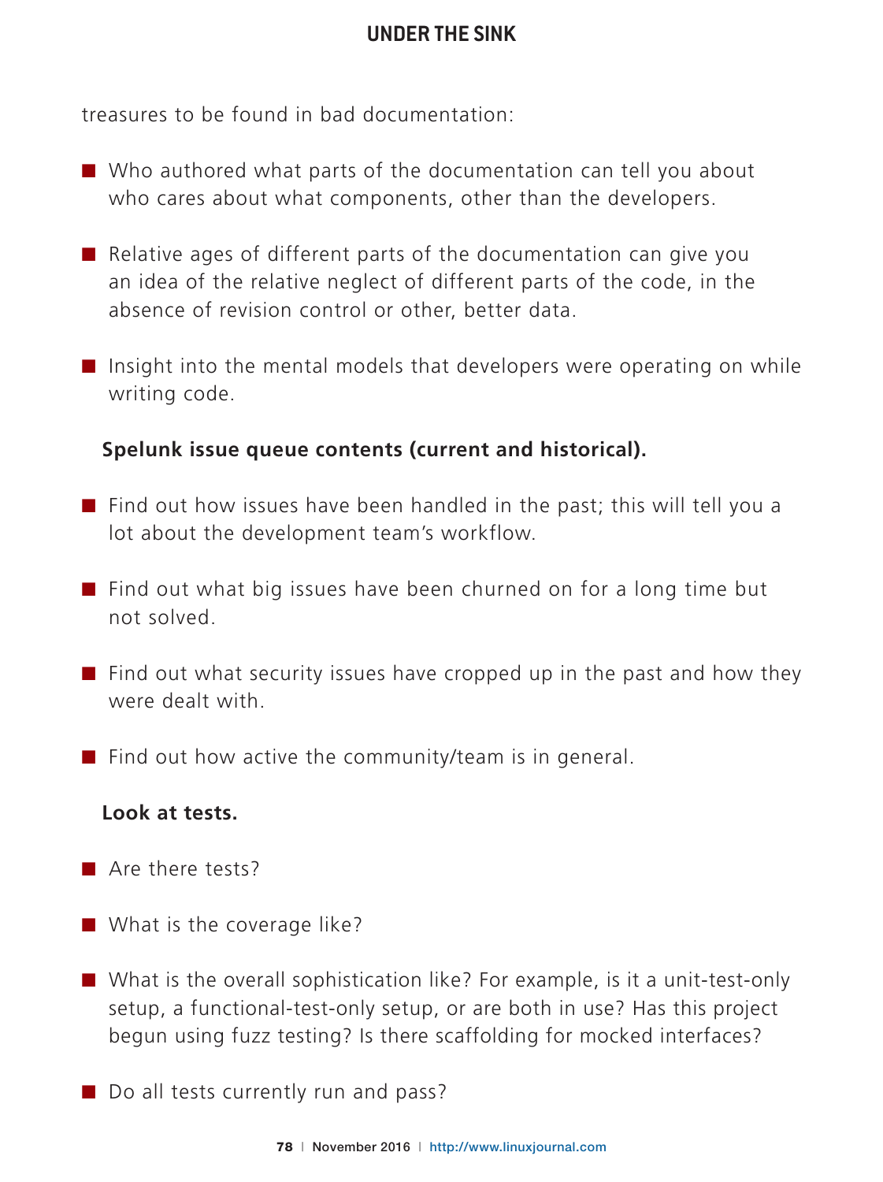treasures to be found in bad documentation:

- Who authored what parts of the documentation can tell you about who cares about what components, other than the developers.
- Relative ages of different parts of the documentation can give you an idea of the relative neglect of different parts of the code, in the absence of revision control or other, better data.
- Insight into the mental models that developers were operating on while writing code.

**Spelunk issue queue contents (current and historical).**

- Find out how issues have been handled in the past; this will tell you a lot about the development team's workflow.
- Find out what big issues have been churned on for a long time but not solved.
- Find out what security issues have cropped up in the past and how they were dealt with.
- Find out how active the community/team is in general.

**Look at tests.**

- Are there tests?
- What is the coverage like?
- What is the overall sophistication like? For example, is it a unit-test-only setup, a functional-test-only setup, or are both in use? Has this project begun using fuzz testing? Is there scaffolding for mocked interfaces?
- Do all tests currently run and pass?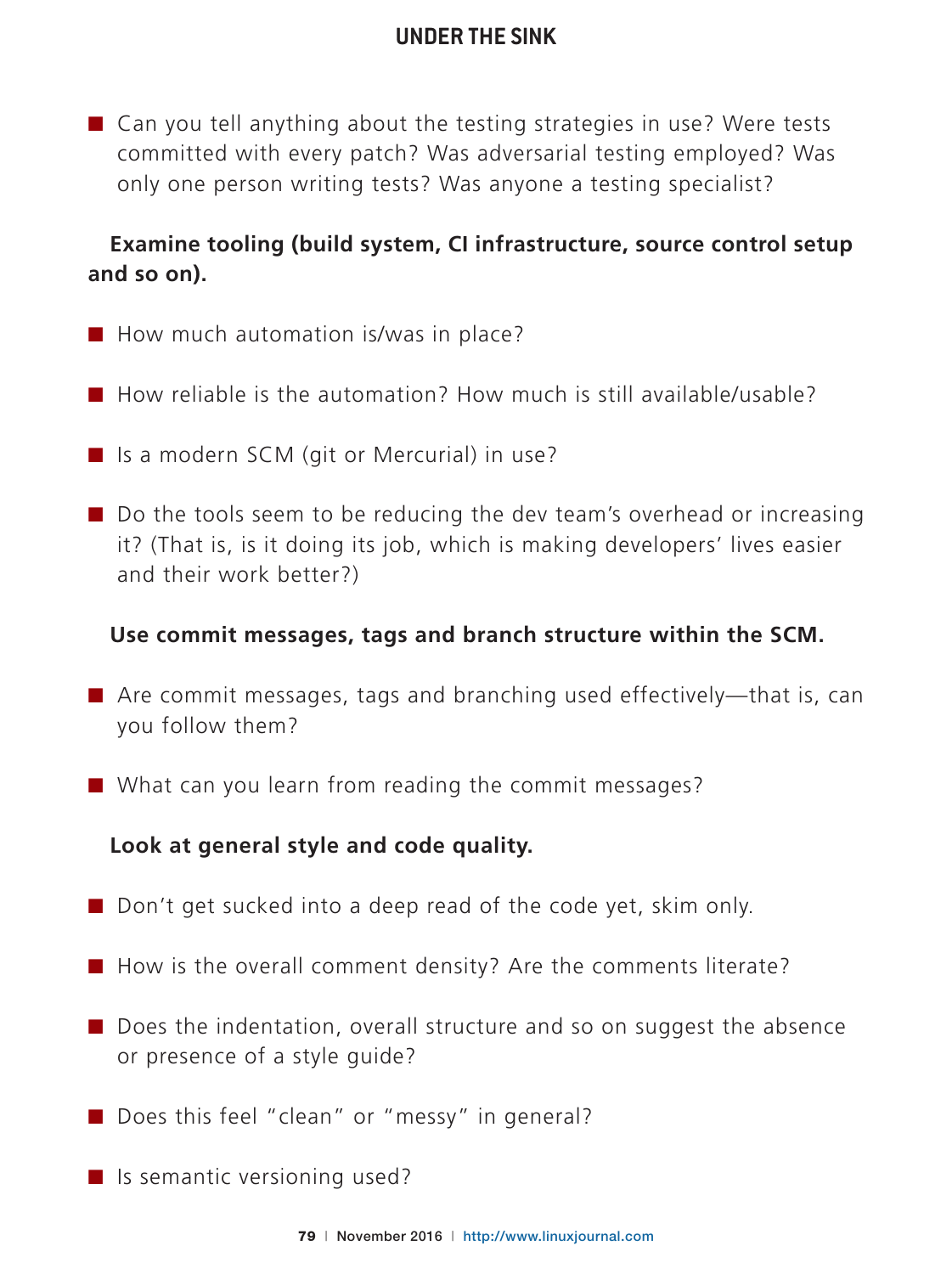- Can you tell anything about the testing strategies in use? Were tests committed with every patch? Was adversarial testing employed? Was only one person writing tests? Was anyone a testing specialist?

**Examine tooling (build system, CI infrastructure, source control setup and so on).**

- How much automation is/was in place?
- How reliable is the automation? How much is still available/usable?
- Is a modern SCM (git or Mercurial) in use?
- Do the tools seem to be reducing the dev team's overhead or increasing it? (That is, is it doing its job, which is making developers' lives easier and their work better?)

**Use commit messages, tags and branch structure within the SCM.**

- Are commit messages, tags and branching used effectively—that is, can you follow them?
- What can you learn from reading the commit messages?

**Look at general style and code quality.**

- Don't get sucked into a deep read of the code yet, skim only.
- How is the overall comment density? Are the comments literate?
- Does the indentation, overall structure and so on suggest the absence or presence of a style guide?
- Does this feel "clean" or "messy" in general?
- Is semantic versioning used?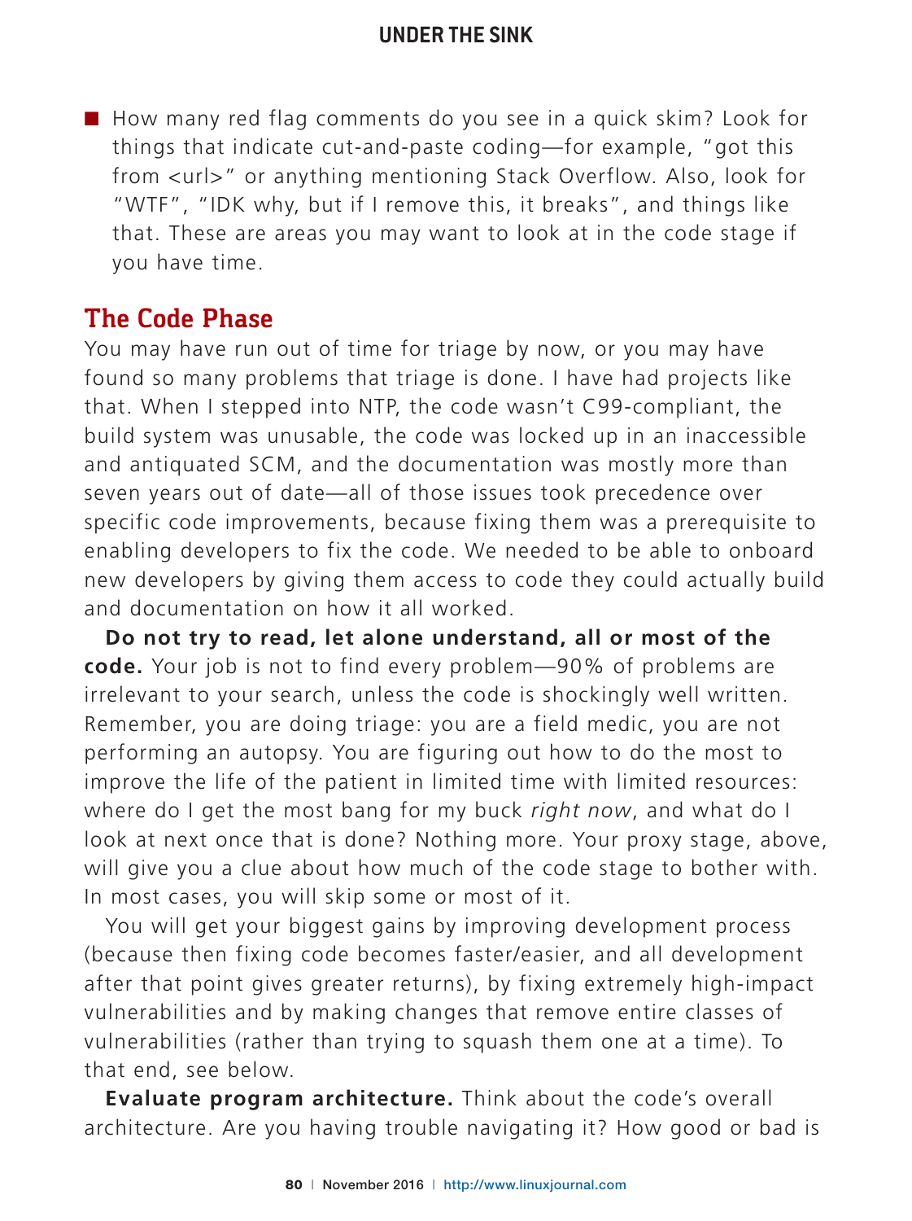- How many red flag comments do you see in a quick skim? Look for things that indicate cut-and-paste coding—for example, "got this from <url>" or anything mentioning Stack Overflow. Also, look for "WTF", "IDK why, but if I remove this, it breaks", and things like that. These are areas you may want to look at in the code stage if you have time.

## The Code Phase

You may have run out of time for triage by now, or you may have found so many problems that triage is done. I have had projects like that. When I stepped into NTP, the code wasn't C99-compliant, the build system was unusable, the code was locked up in an inaccessible and antiquated SCM, and the documentation was mostly more than seven years out of date—all of those issues took precedence over specific code improvements, because fixing them was a prerequisite to enabling developers to fix the code. We needed to be able to onboard new developers by giving them access to code they could actually build and documentation on how it all worked.

**Do not try to read, let alone understand, all or most of the code.** Your job is not to find every problem—90% of problems are irrelevant to your search, unless the code is shockingly well written. Remember, you are doing triage: you are a field medic, you are not performing an autopsy. You are figuring out how to do the most to improve the life of the patient in limited time with limited resources: where do I get the most bang for my buck *right now*, and what do I look at next once that is done? Nothing more. Your proxy stage, above, will give you a clue about how much of the code stage to bother with. In most cases, you will skip some or most of it.

You will get your biggest gains by improving development process (because then fixing code becomes faster/easier, and all development after that point gives greater returns), by fixing extremely high-impact vulnerabilities and by making changes that remove entire classes of vulnerabilities (rather than trying to squash them one at a time). To that end, see below.

**Evaluate program architecture.** Think about the code's overall architecture. Are you having trouble navigating it? How good or bad is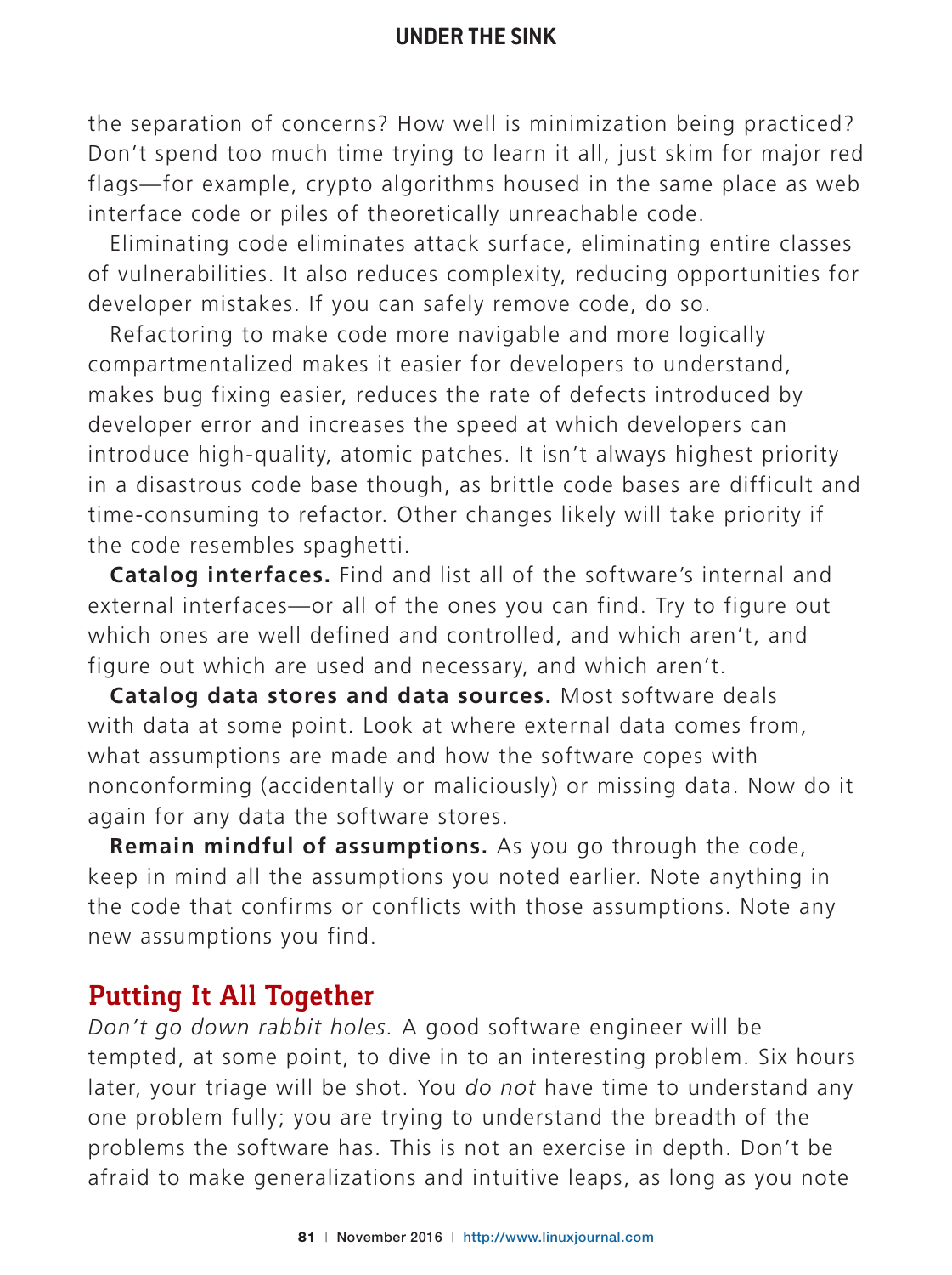the separation of concerns? How well is minimization being practiced? Don't spend too much time trying to learn it all, just skim for major red flags—for example, crypto algorithms housed in the same place as web interface code or piles of theoretically unreachable code.

Eliminating code eliminates attack surface, eliminating entire classes of vulnerabilities. It also reduces complexity, reducing opportunities for developer mistakes. If you can safely remove code, do so.

Refactoring to make code more navigable and more logically compartmentalized makes it easier for developers to understand, makes bug fixing easier, reduces the rate of defects introduced by developer error and increases the speed at which developers can introduce high-quality, atomic patches. It isn't always highest priority in a disastrous code base though, as brittle code bases are difficult and time-consuming to refactor. Other changes likely will take priority if the code resembles spaghetti.

**Catalog interfaces.** Find and list all of the software's internal and external interfaces—or all of the ones you can find. Try to figure out which ones are well defined and controlled, and which aren't, and figure out which are used and necessary, and which aren't.

**Catalog data stores and data sources.** Most software deals with data at some point. Look at where external data comes from, what assumptions are made and how the software copes with nonconforming (accidentally or maliciously) or missing data. Now do it again for any data the software stores.

**Remain mindful of assumptions.** As you go through the code, keep in mind all the assumptions you noted earlier. Note anything in the code that confirms or conflicts with those assumptions. Note any new assumptions you find.

## Putting It All Together

*Don't go down rabbit holes.* A good software engineer will be tempted, at some point, to dive in to an interesting problem. Six hours later, your triage will be shot. You *do not* have time to understand any one problem fully; you are trying to understand the breadth of the problems the software has. This is not an exercise in depth. Don't be afraid to make generalizations and intuitive leaps, as long as you note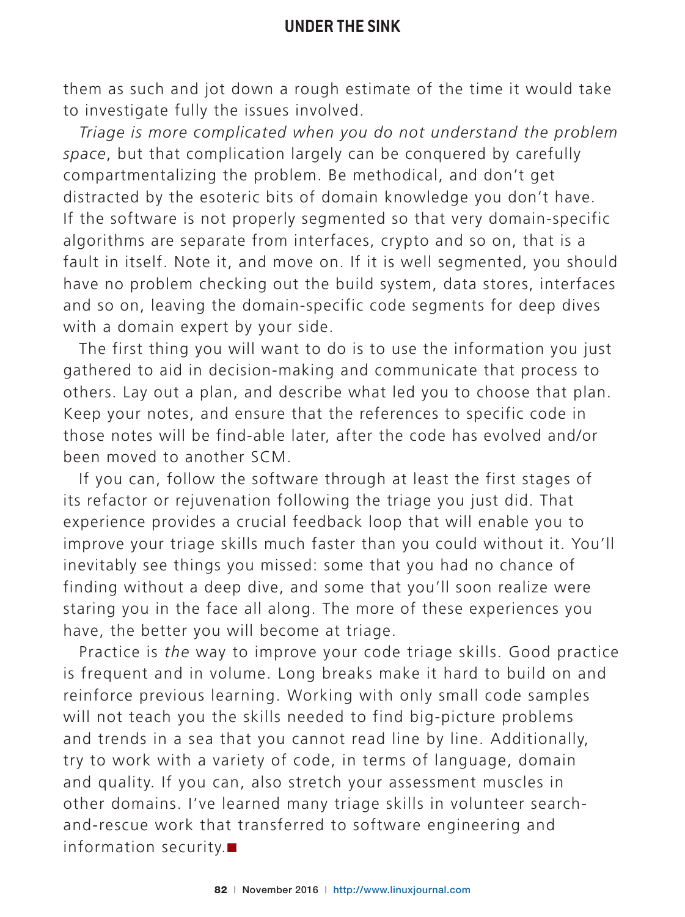them as such and jot down a rough estimate of the time it would take to investigate fully the issues involved.

*Triage is more complicated when you do not understand the problem space*, but that complication largely can be conquered by carefully compartmentalizing the problem. Be methodical, and don't get distracted by the esoteric bits of domain knowledge you don't have. If the software is not properly segmented so that very domain-specific algorithms are separate from interfaces, crypto and so on, that is a fault in itself. Note it, and move on. If it is well segmented, you should have no problem checking out the build system, data stores, interfaces and so on, leaving the domain-specific code segments for deep dives with a domain expert by your side.

The first thing you will want to do is to use the information you just gathered to aid in decision-making and communicate that process to others. Lay out a plan, and describe what led you to choose that plan. Keep your notes, and ensure that the references to specific code in those notes will be find-able later, after the code has evolved and/or been moved to another SCM.

If you can, follow the software through at least the first stages of its refactor or rejuvenation following the triage you just did. That experience provides a crucial feedback loop that will enable you to improve your triage skills much faster than you could without it. You'll inevitably see things you missed: some that you had no chance of finding without a deep dive, and some that you'll soon realize were staring you in the face all along. The more of these experiences you have, the better you will become at triage.

Practice is *the* way to improve your code triage skills. Good practice is frequent and in volume. Long breaks make it hard to build on and reinforce previous learning. Working with only small code samples will not teach you the skills needed to find big-picture problems and trends in a sea that you cannot read line by line. Additionally, try to work with a variety of code, in terms of language, domain and quality. If you can, also stretch your assessment muscles in other domains. I've learned many triage skills in volunteer search-and-rescue work that transferred to software engineering and information security.■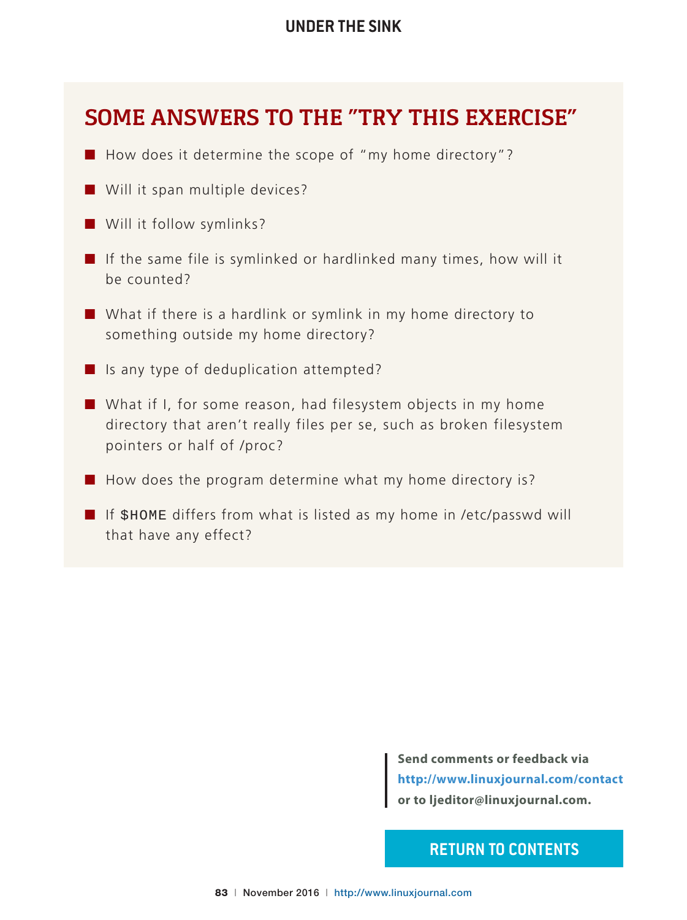## SOME ANSWERS TO THE "TRY THIS EXERCISE"

- How does it determine the scope of "my home directory"?
- Will it span multiple devices?
- Will it follow symlinks?
- If the same file is symlinked or hardlinked many times, how will it be counted?
- What if there is a hardlink or symlink in my home directory to something outside my home directory?
- Is any type of deduplication attempted?
- What if I, for some reason, had filesystem objects in my home directory that aren't really files per se, such as broken filesystem pointers or half of /proc?
- How does the program determine what my home directory is?
- If `$HOME` differs from what is listed as my home in /etc/passwd will that have any effect?

**Send comments or feedback via http://www.linuxjournal.com/contact or to ljeditor@linuxjournal.com.**

RETURN TO CONTENTS